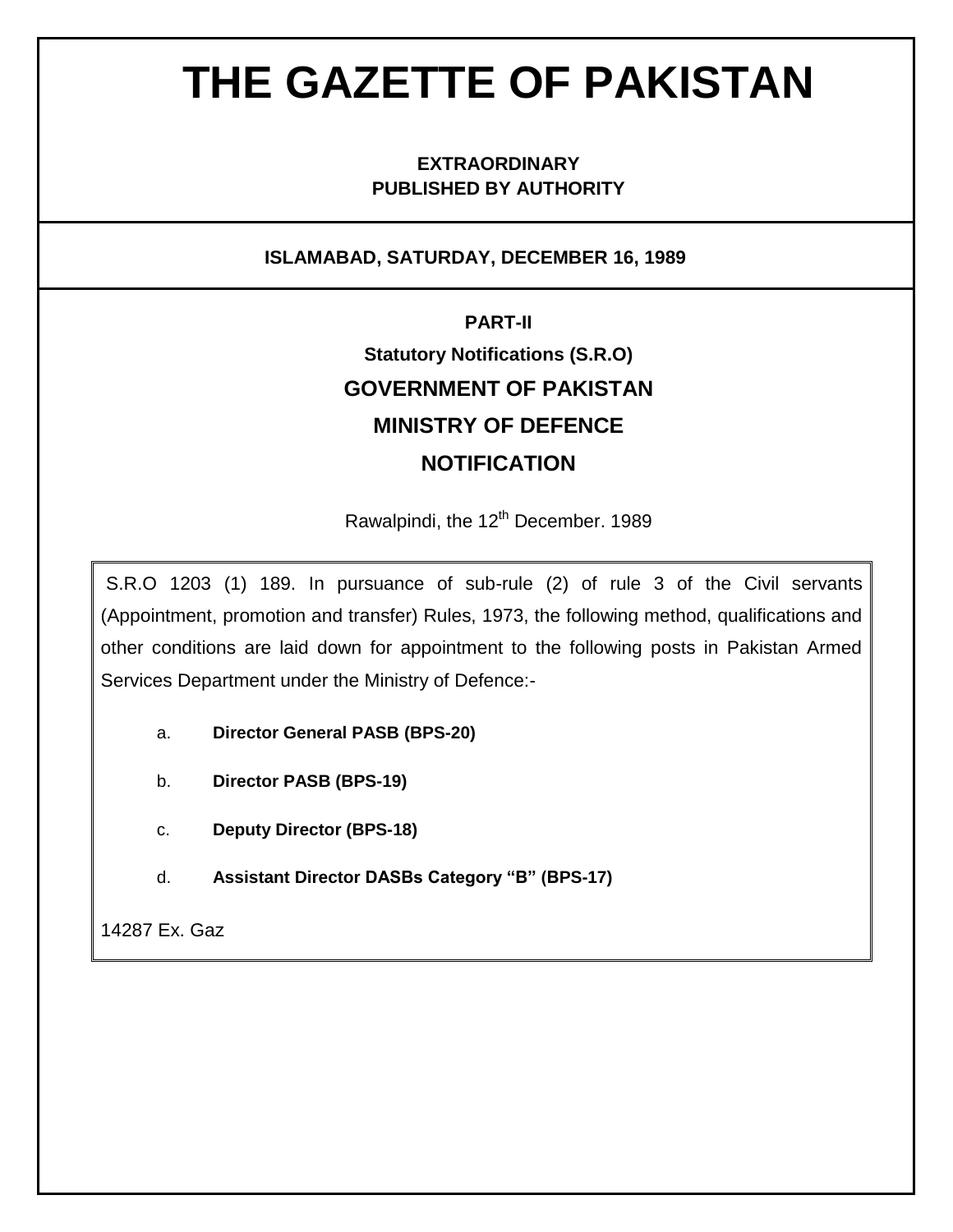# THE GAZETTE OF PAKISTAN

**EXTRAORDINARY**
**PUBLISHED BY AUTHORITY**

**ISLAMABAD, SATURDAY, DECEMBER 16, 1989**

**PART-II**

**Statutory Notifications (S.R.O)**

## GOVERNMENT OF PAKISTAN

## MINISTRY OF DEFENCE

## NOTIFICATION

Rawalpindi, the 12th December. 1989

S.R.O 1203 (1) 189. In pursuance of sub-rule (2) of rule 3 of the Civil servants (Appointment, promotion and transfer) Rules, 1973, the following method, qualifications and other conditions are laid down for appointment to the following posts in Pakistan Armed Services Department under the Ministry of Defence:-

a. **Director General PASB (BPS-20)**

b. **Director PASB (BPS-19)**

c. **Deputy Director (BPS-18)**

d. **Assistant Director DASBs Category "B" (BPS-17)**

14287 Ex. Gaz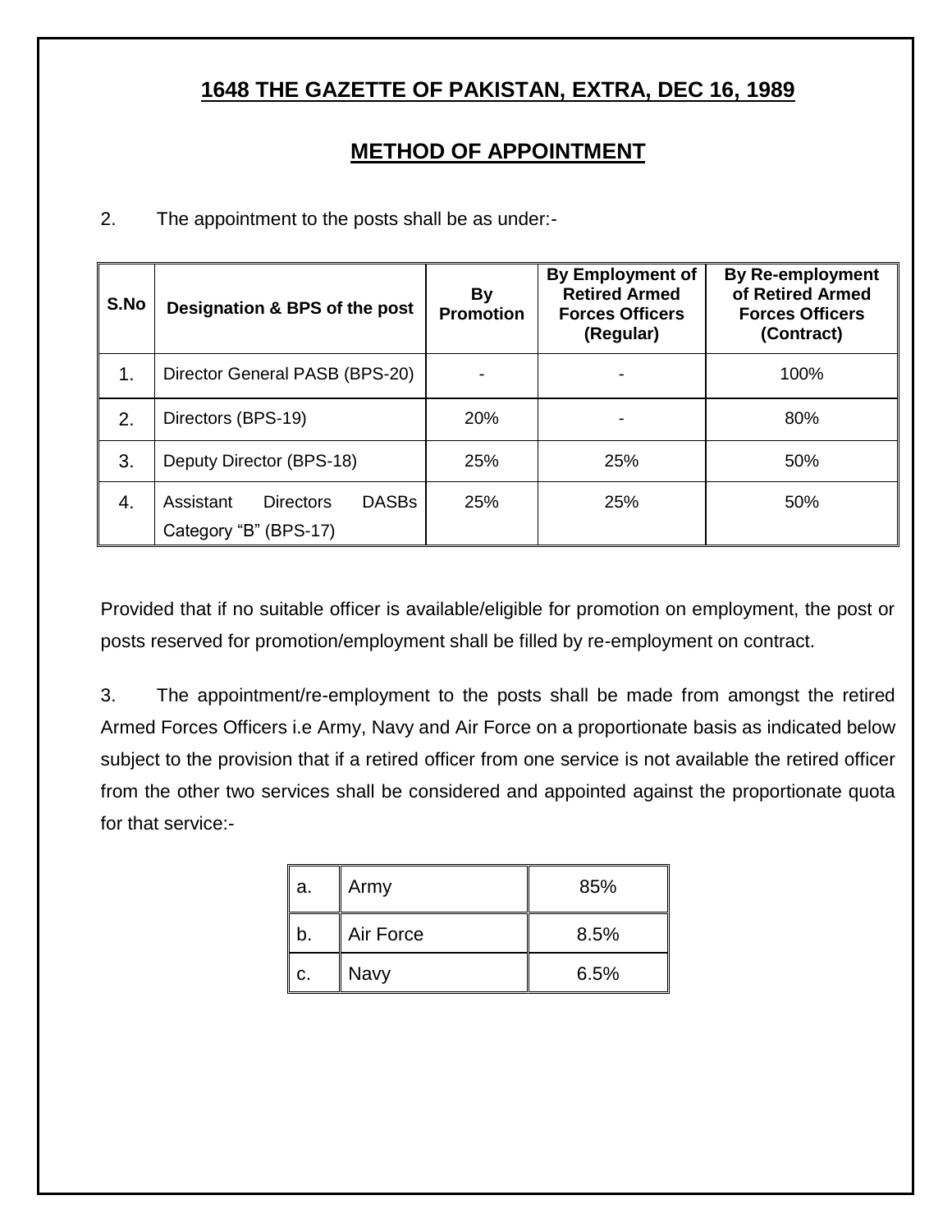## 1648 THE GAZETTE OF PAKISTAN, EXTRA, DEC 16, 1989

## METHOD OF APPOINTMENT

2. The appointment to the posts shall be as under:-

| S.No | Designation & BPS of the post | By Promotion | By Employment of Retired Armed Forces Officers (Regular) | By Re-employment of Retired Armed Forces Officers (Contract) |
|---|---|---|---|---|
| 1. | Director General PASB (BPS-20) | - | - | 100% |
| 2. | Directors (BPS-19) | 20% | - | 80% |
| 3. | Deputy Director (BPS-18) | 25% | 25% | 50% |
| 4. | Assistant Directors DASBs Category "B" (BPS-17) | 25% | 25% | 50% |

Provided that if no suitable officer is available/eligible for promotion on employment, the post or posts reserved for promotion/employment shall be filled by re-employment on contract.

3. The appointment/re-employment to the posts shall be made from amongst the retired Armed Forces Officers i.e Army, Navy and Air Force on a proportionate basis as indicated below subject to the provision that if a retired officer from one service is not available the retired officer from the other two services shall be considered and appointed against the proportionate quota for that service:-

| | | |
|---|---|---|
| a. | Army | 85% |
| b. | Air Force | 8.5% |
| c. | Navy | 6.5% |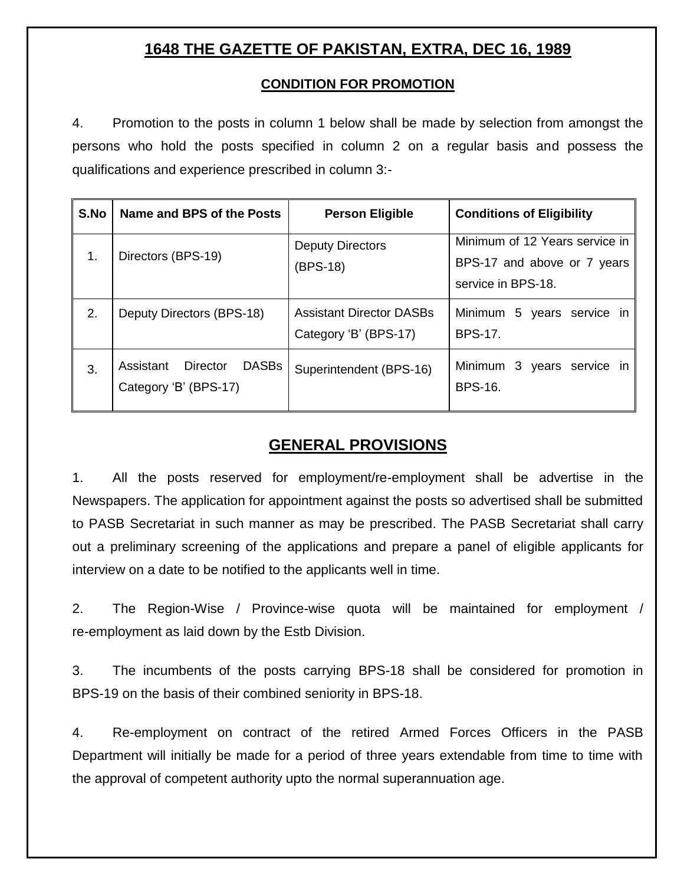# 1648 THE GAZETTE OF PAKISTAN, EXTRA, DEC 16, 1989

## CONDITION FOR PROMOTION

4. Promotion to the posts in column 1 below shall be made by selection from amongst the persons who hold the posts specified in column 2 on a regular basis and possess the qualifications and experience prescribed in column 3:-

| S.No | Name and BPS of the Posts | Person Eligible | Conditions of Eligibility |
|---|---|---|---|
| 1. | Directors (BPS-19) | Deputy Directors (BPS-18) | Minimum of 12 Years service in BPS-17 and above or 7 years service in BPS-18. |
| 2. | Deputy Directors (BPS-18) | Assistant Director DASBs Category 'B' (BPS-17) | Minimum 5 years service in BPS-17. |
| 3. | Assistant Director DASBs Category 'B' (BPS-17) | Superintendent (BPS-16) | Minimum 3 years service in BPS-16. |

## GENERAL PROVISIONS

1. All the posts reserved for employment/re-employment shall be advertise in the Newspapers. The application for appointment against the posts so advertised shall be submitted to PASB Secretariat in such manner as may be prescribed. The PASB Secretariat shall carry out a preliminary screening of the applications and prepare a panel of eligible applicants for interview on a date to be notified to the applicants well in time.

2. The Region-Wise / Province-wise quota will be maintained for employment / re-employment as laid down by the Estb Division.

3. The incumbents of the posts carrying BPS-18 shall be considered for promotion in BPS-19 on the basis of their combined seniority in BPS-18.

4. Re-employment on contract of the retired Armed Forces Officers in the PASB Department will initially be made for a period of three years extendable from time to time with the approval of competent authority upto the normal superannuation age.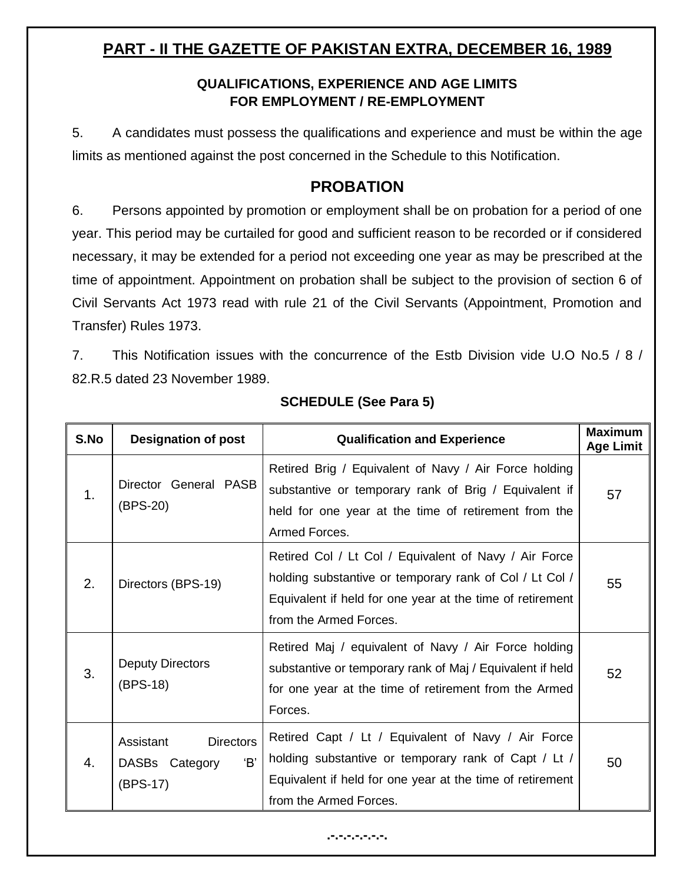## PART - II THE GAZETTE OF PAKISTAN EXTRA, DECEMBER 16, 1989

### QUALIFICATIONS, EXPERIENCE AND AGE LIMITS FOR EMPLOYMENT / RE-EMPLOYMENT

5. A candidates must possess the qualifications and experience and must be within the age limits as mentioned against the post concerned in the Schedule to this Notification.

## PROBATION

6. Persons appointed by promotion or employment shall be on probation for a period of one year. This period may be curtailed for good and sufficient reason to be recorded or if considered necessary, it may be extended for a period not exceeding one year as may be prescribed at the time of appointment. Appointment on probation shall be subject to the provision of section 6 of Civil Servants Act 1973 read with rule 21 of the Civil Servants (Appointment, Promotion and Transfer) Rules 1973.

7. This Notification issues with the concurrence of the Estb Division vide U.O No.5 / 8 / 82.R.5 dated 23 November 1989.

### SCHEDULE (See Para 5)

| S.No | Designation of post | Qualification and Experience | Maximum Age Limit |
|---|---|---|---|
| 1. | Director General PASB (BPS-20) | Retired Brig / Equivalent of Navy / Air Force holding substantive or temporary rank of Brig / Equivalent if held for one year at the time of retirement from the Armed Forces. | 57 |
| 2. | Directors (BPS-19) | Retired Col / Lt Col / Equivalent of Navy / Air Force holding substantive or temporary rank of Col / Lt Col / Equivalent if held for one year at the time of retirement from the Armed Forces. | 55 |
| 3. | Deputy Directors (BPS-18) | Retired Maj / equivalent of Navy / Air Force holding substantive or temporary rank of Maj / Equivalent if held for one year at the time of retirement from the Armed Forces. | 52 |
| 4. | Assistant Directors DASBs Category 'B' (BPS-17) | Retired Capt / Lt / Equivalent of Navy / Air Force holding substantive or temporary rank of Capt / Lt / Equivalent if held for one year at the time of retirement from the Armed Forces. | 50 |

.-.-.-.-.-.-.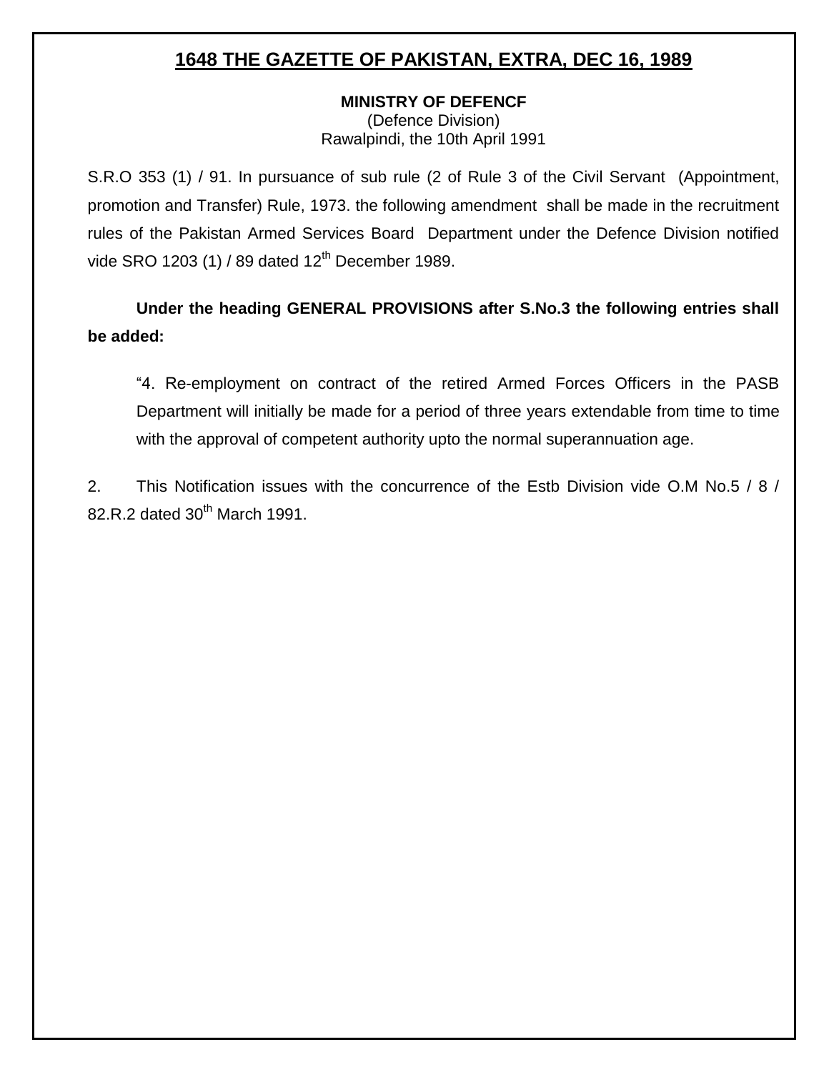## 1648 THE GAZETTE OF PAKISTAN, EXTRA, DEC 16, 1989

**MINISTRY OF DEFENCF**
(Defence Division)
Rawalpindi, the 10th April 1991

S.R.O 353 (1) / 91. In pursuance of sub rule (2 of Rule 3 of the Civil Servant (Appointment, promotion and Transfer) Rule, 1973. the following amendment shall be made in the recruitment rules of the Pakistan Armed Services Board Department under the Defence Division notified vide SRO 1203 (1) / 89 dated 12th December 1989.

**Under the heading GENERAL PROVISIONS after S.No.3 the following entries shall be added:**

"4. Re-employment on contract of the retired Armed Forces Officers in the PASB Department will initially be made for a period of three years extendable from time to time with the approval of competent authority upto the normal superannuation age.

2. This Notification issues with the concurrence of the Estb Division vide O.M No.5 / 8 / 82.R.2 dated 30th March 1991.